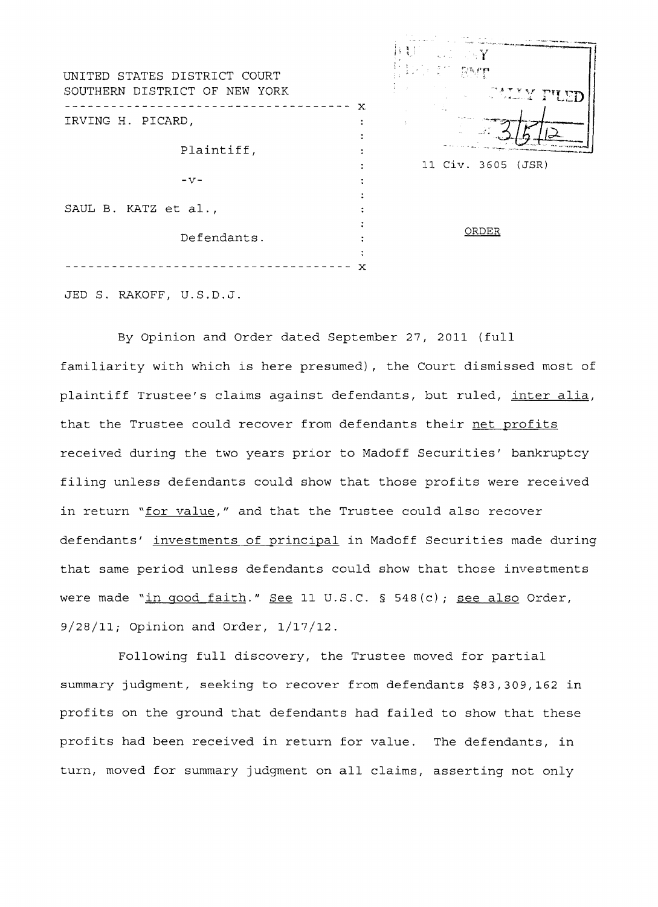UNITED STATES DISTRICT COURT
SOUTHERN DISTRICT OF NEW YORK

---

IRVING H. PICARD,

Plaintiff,

-v-

SAUL B. KATZ et al.,

Defendants.

---

11 Civ. 3605 (JSR)

ORDER

JED S. RAKOFF, U.S.D.J.

By Opinion and Order dated September 27, 2011 (full familiarity with which is here presumed), the Court dismissed most of plaintiff Trustee's claims against defendants, but ruled, _inter alia_, that the Trustee could recover from defendants their _net profits_ received during the two years prior to Madoff Securities' bankruptcy filing unless defendants could show that those profits were received in return "_for value_," and that the Trustee could also recover defendants' _investments of principal_ in Madoff Securities made during that same period unless defendants could show that those investments were made "_in good faith_." _See_ 11 U.S.C. § 548(c); _see also_ Order, 9/28/11; Opinion and Order, 1/17/12.

Following full discovery, the Trustee moved for partial summary judgment, seeking to recover from defendants $83,309,162 in profits on the ground that defendants had failed to show that these profits had been received in return for value. The defendants, in turn, moved for summary judgment on all claims, asserting not only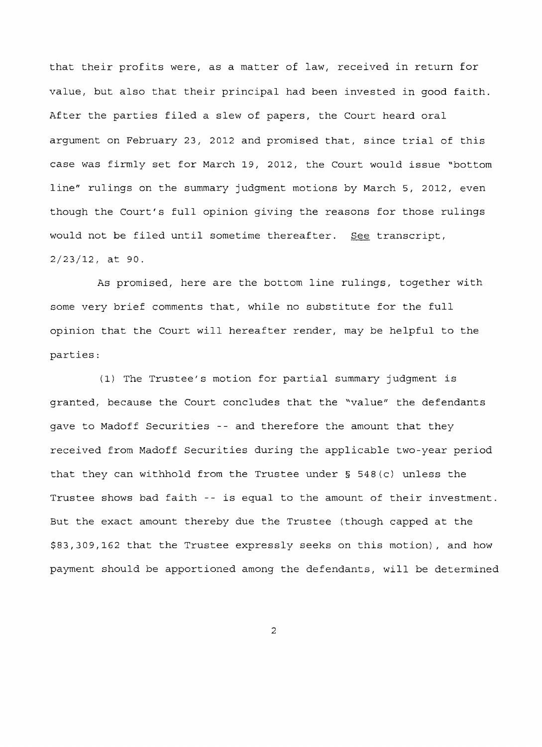that their profits were, as a matter of law, received in return for value, but also that their principal had been invested in good faith. After the parties filed a slew of papers, the Court heard oral argument on February 23, 2012 and promised that, since trial of this case was firmly set for March 19, 2012, the Court would issue "bottom line" rulings on the summary judgment motions by March 5, 2012, even though the Court's full opinion giving the reasons for those rulings would not be filed until sometime thereafter. See transcript, 2/23/12, at 90.

As promised, here are the bottom line rulings, together with some very brief comments that, while no substitute for the full opinion that the Court will hereafter render, may be helpful to the parties:

(1) The Trustee's motion for partial summary judgment is granted, because the Court concludes that the "value" the defendants gave to Madoff Securities -- and therefore the amount that they received from Madoff Securities during the applicable two-year period that they can withhold from the Trustee under § 548(c) unless the Trustee shows bad faith -- is equal to the amount of their investment. But the exact amount thereby due the Trustee (though capped at the $83,309,162 that the Trustee expressly seeks on this motion), and how payment should be apportioned among the defendants, will be determined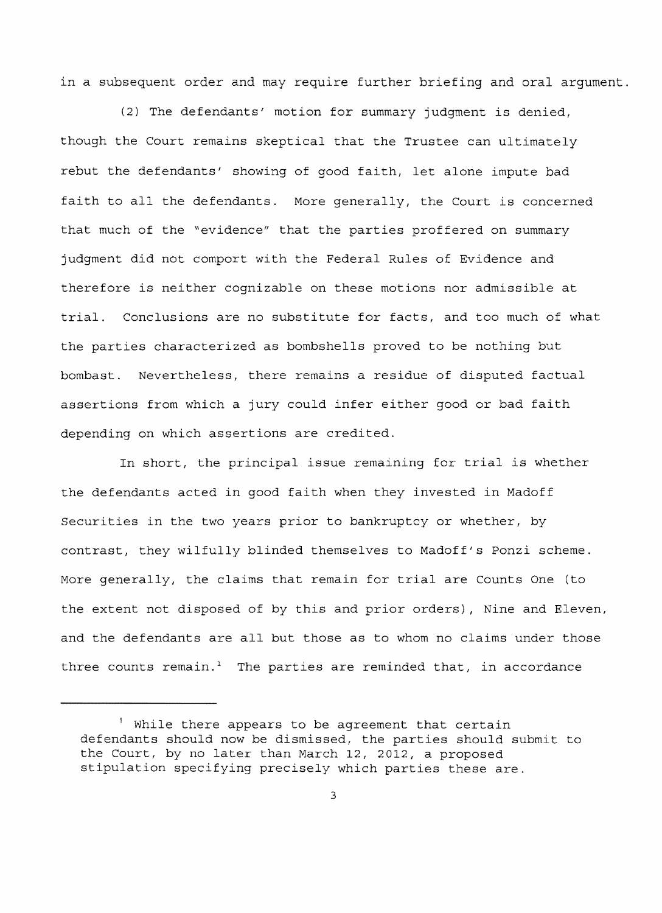in a subsequent order and may require further briefing and oral argument.

(2) The defendants' motion for summary judgment is denied, though the Court remains skeptical that the Trustee can ultimately rebut the defendants' showing of good faith, let alone impute bad faith to all the defendants. More generally, the Court is concerned that much of the "evidence" that the parties proffered on summary judgment did not comport with the Federal Rules of Evidence and therefore is neither cognizable on these motions nor admissible at trial. Conclusions are no substitute for facts, and too much of what the parties characterized as bombshells proved to be nothing but bombast. Nevertheless, there remains a residue of disputed factual assertions from which a jury could infer either good or bad faith depending on which assertions are credited.

In short, the principal issue remaining for trial is whether the defendants acted in good faith when they invested in Madoff Securities in the two years prior to bankruptcy or whether, by contrast, they wilfully blinded themselves to Madoff's Ponzi scheme. More generally, the claims that remain for trial are Counts One (to the extent not disposed of by this and prior orders), Nine and Eleven, and the defendants are all but those as to whom no claims under those three counts remain.[1] The parties are reminded that, in accordance

[1] While there appears to be agreement that certain defendants should now be dismissed, the parties should submit to the Court, by no later than March 12, 2012, a proposed stipulation specifying precisely which parties these are.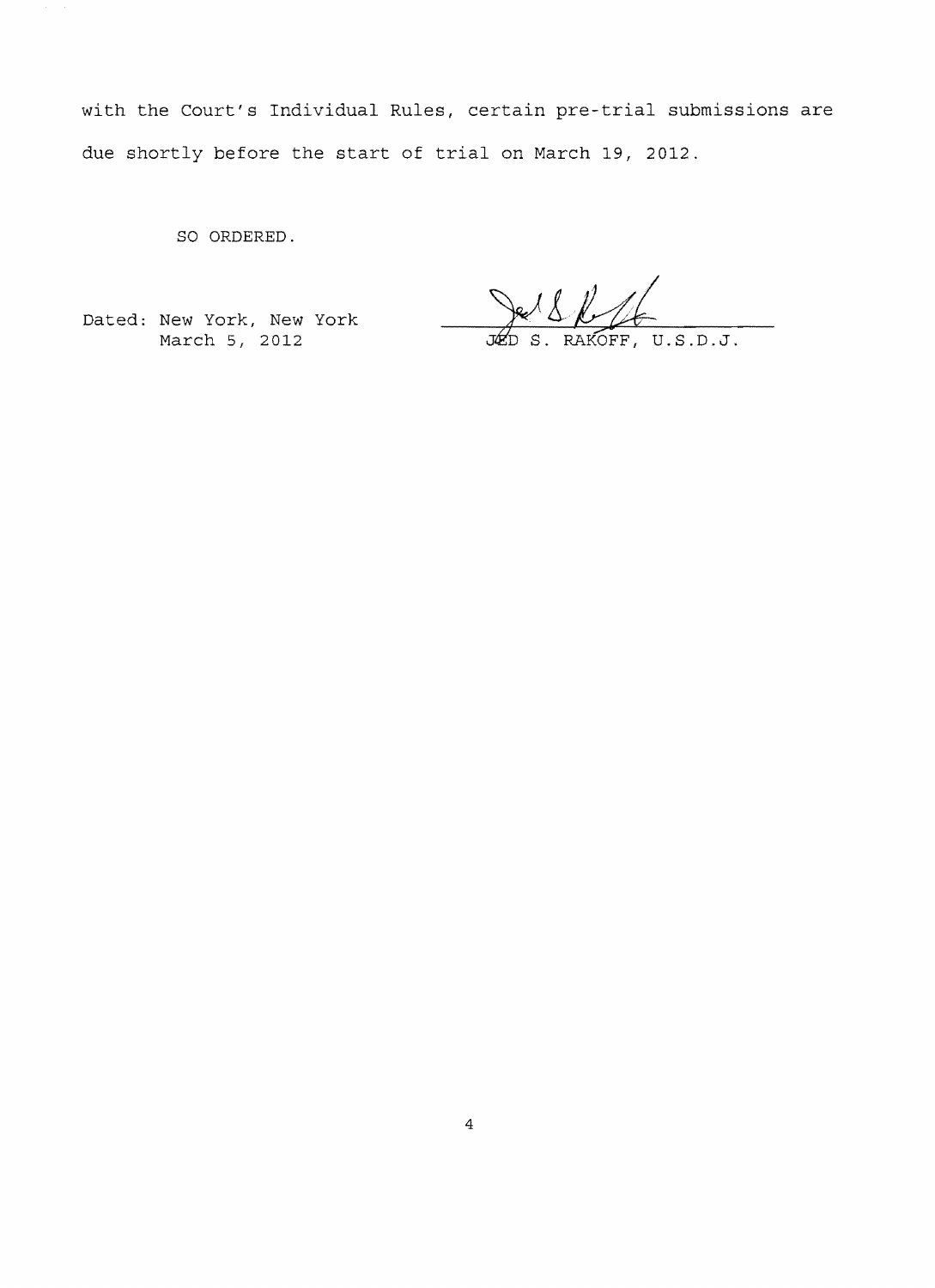with the Court's Individual Rules, certain pre-trial submissions are due shortly before the start of trial on March 19, 2012.

SO ORDERED.

Dated: New York, New York
March 5, 2012

JED S. RAKOFF, U.S.D.J.